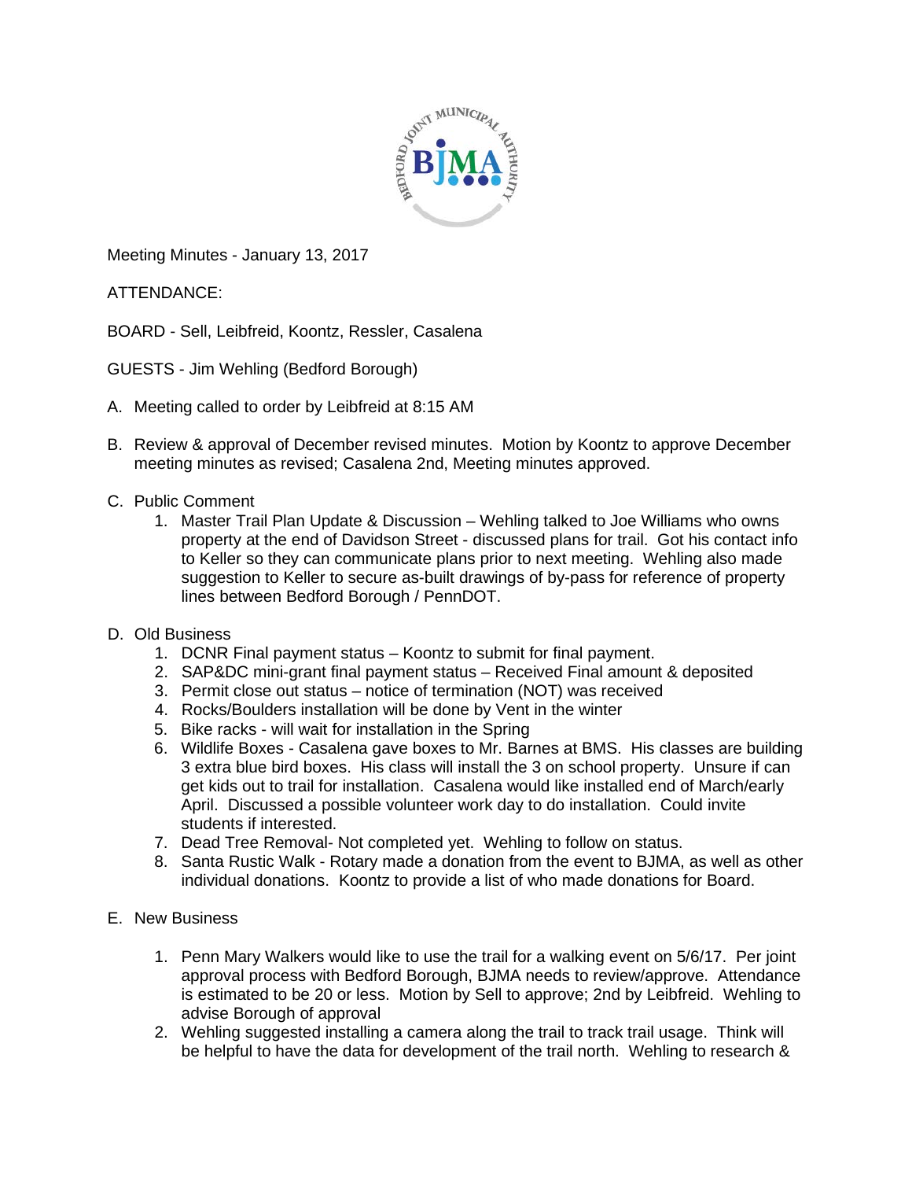Meeting Minutes - January 13, 2017

ATTENDANCE:

BOARD - Sell, Leibfreid, Koontz, Ressler, Casalena

GUESTS - Jim Wehling (Bedford Borough)

A. Meeting called to order by Leibfreid at 8:15 AM

B. Review & approval of December revised minutes. Motion by Koontz to approve December meeting minutes as revised; Casalena 2nd, Meeting minutes approved.

C. Public Comment
   1. Master Trail Plan Update & Discussion – Wehling talked to Joe Williams who owns property at the end of Davidson Street - discussed plans for trail. Got his contact info to Keller so they can communicate plans prior to next meeting. Wehling also made suggestion to Keller to secure as-built drawings of by-pass for reference of property lines between Bedford Borough / PennDOT.

D. Old Business
   1. DCNR Final payment status – Koontz to submit for final payment.
   2. SAP&DC mini-grant final payment status – Received Final amount & deposited
   3. Permit close out status – notice of termination (NOT) was received
   4. Rocks/Boulders installation will be done by Vent in the winter
   5. Bike racks - will wait for installation in the Spring
   6. Wildlife Boxes - Casalena gave boxes to Mr. Barnes at BMS. His classes are building 3 extra blue bird boxes. His class will install the 3 on school property. Unsure if can get kids out to trail for installation. Casalena would like installed end of March/early April. Discussed a possible volunteer work day to do installation. Could invite students if interested.
   7. Dead Tree Removal- Not completed yet. Wehling to follow on status.
   8. Santa Rustic Walk - Rotary made a donation from the event to BJMA, as well as other individual donations. Koontz to provide a list of who made donations for Board.

E. New Business

   1. Penn Mary Walkers would like to use the trail for a walking event on 5/6/17. Per joint approval process with Bedford Borough, BJMA needs to review/approve. Attendance is estimated to be 20 or less. Motion by Sell to approve; 2nd by Leibfreid. Wehling to advise Borough of approval
   2. Wehling suggested installing a camera along the trail to track trail usage. Think will be helpful to have the data for development of the trail north. Wehling to research &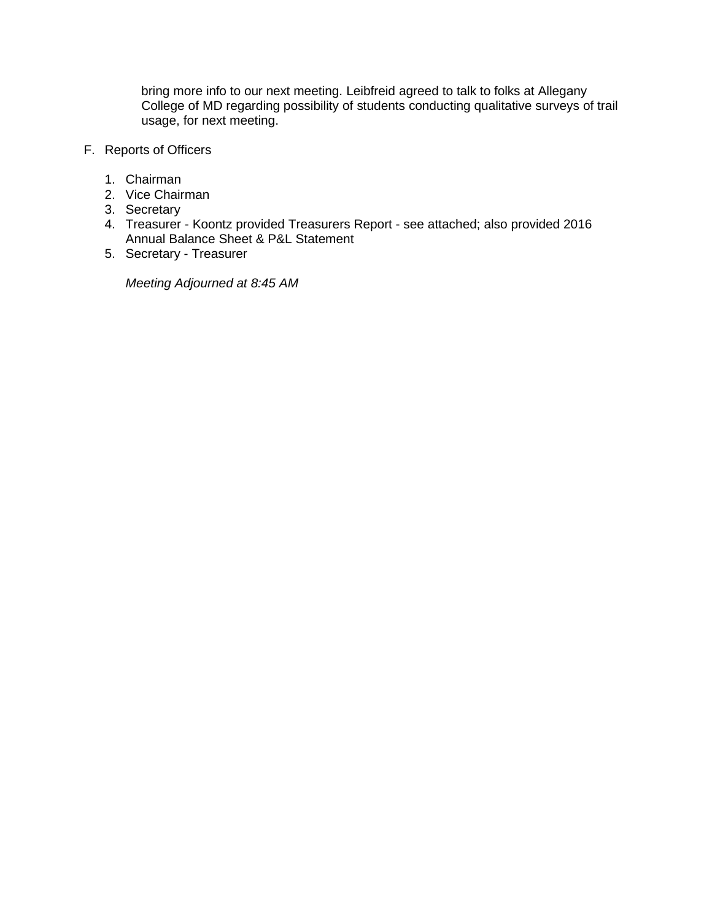bring more info to our next meeting. Leibfreid agreed to talk to folks at Allegany College of MD regarding possibility of students conducting qualitative surveys of trail usage, for next meeting.

F. Reports of Officers

1. Chairman
2. Vice Chairman
3. Secretary
4. Treasurer - Koontz provided Treasurers Report - see attached; also provided 2016 Annual Balance Sheet & P&L Statement
5. Secretary - Treasurer

*Meeting Adjourned at 8:45 AM*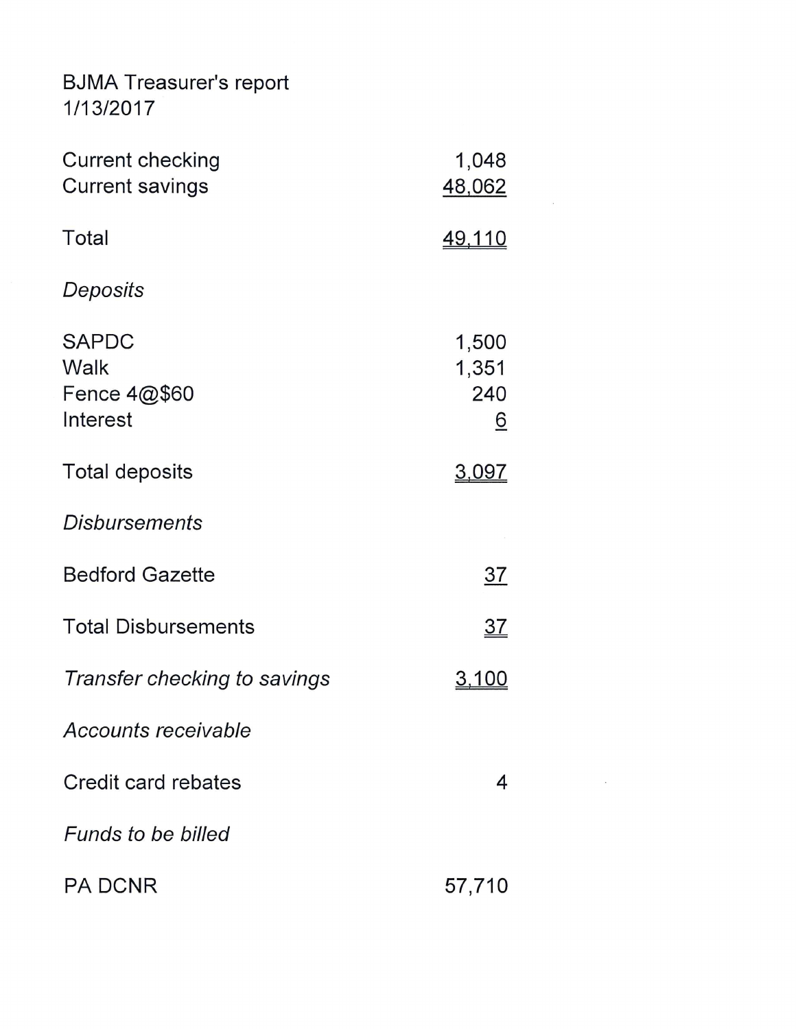BJMA Treasurer's report
1/13/2017

| | |
|---|---|
| Current checking | 1,048 |
| Current savings | 48,062 |
| Total | 49,110 |
| *Deposits* | |
| SAPDC | 1,500 |
| Walk | 1,351 |
| Fence 4@$60 | 240 |
| Interest | 6 |
| Total deposits | 3,097 |
| *Disbursements* | |
| Bedford Gazette | 37 |
| Total Disbursements | 37 |
| *Transfer checking to savings* | 3,100 |
| *Accounts receivable* | |
| Credit card rebates | 4 |
| *Funds to be billed* | |
| PA DCNR | 57,710 |